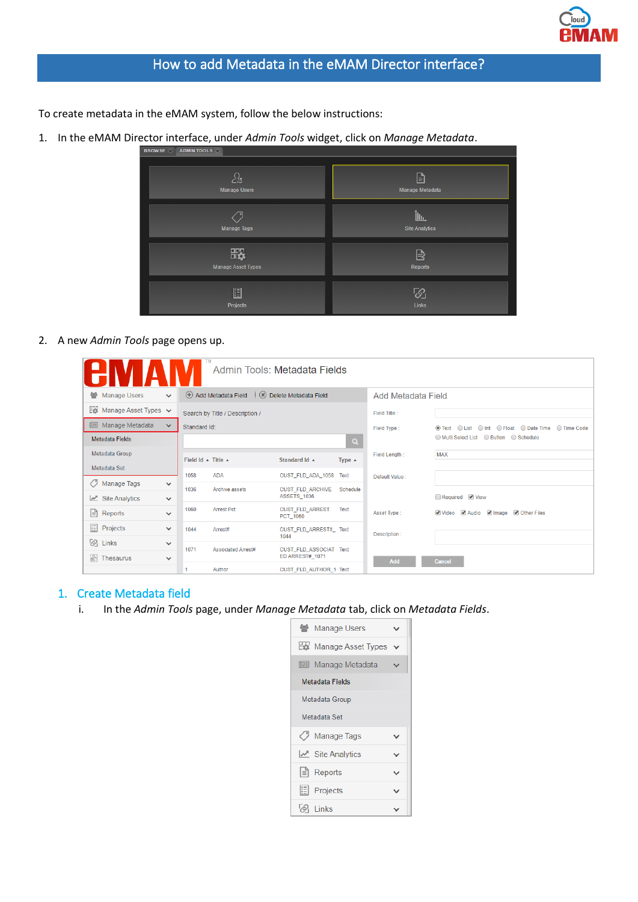# How to add Metadata in the eMAM Director interface?

To create metadata in the eMAM system, follow the below instructions:

1. In the eMAM Director interface, under *Admin Tools* widget, click on *Manage Metadata*.

2. A new *Admin Tools* page opens up.

## 1. Create Metadata field

i. In the *Admin Tools* page, under *Manage Metadata* tab, click on *Metadata Fields*.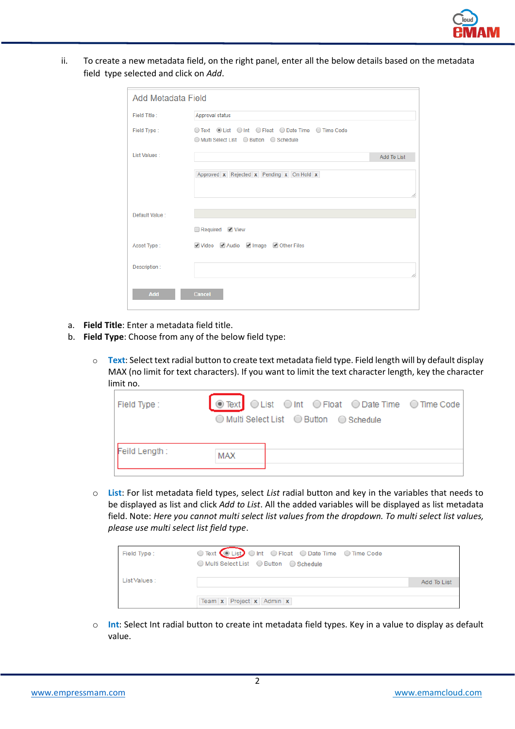ii. To create a new metadata field, on the right panel, enter all the below details based on the metadata field type selected and click on *Add*.

a. **Field Title**: Enter a metadata field title.
b. **Field Type**: Choose from any of the below field type:

   - **Text**: Select text radial button to create text metadata field type. Field length will by default display MAX (no limit for text characters). If you want to limit the text character length, key the character limit no.

   - **List**: For list metadata field types, select *List* radial button and key in the variables that needs to be displayed as list and click *Add to List*. All the added variables will be displayed as list metadata field. Note: *Here you cannot multi select list values from the dropdown. To multi select list values, please use multi select list field type*.

   - **Int**: Select Int radial button to create int metadata field types. Key in a value to display as default value.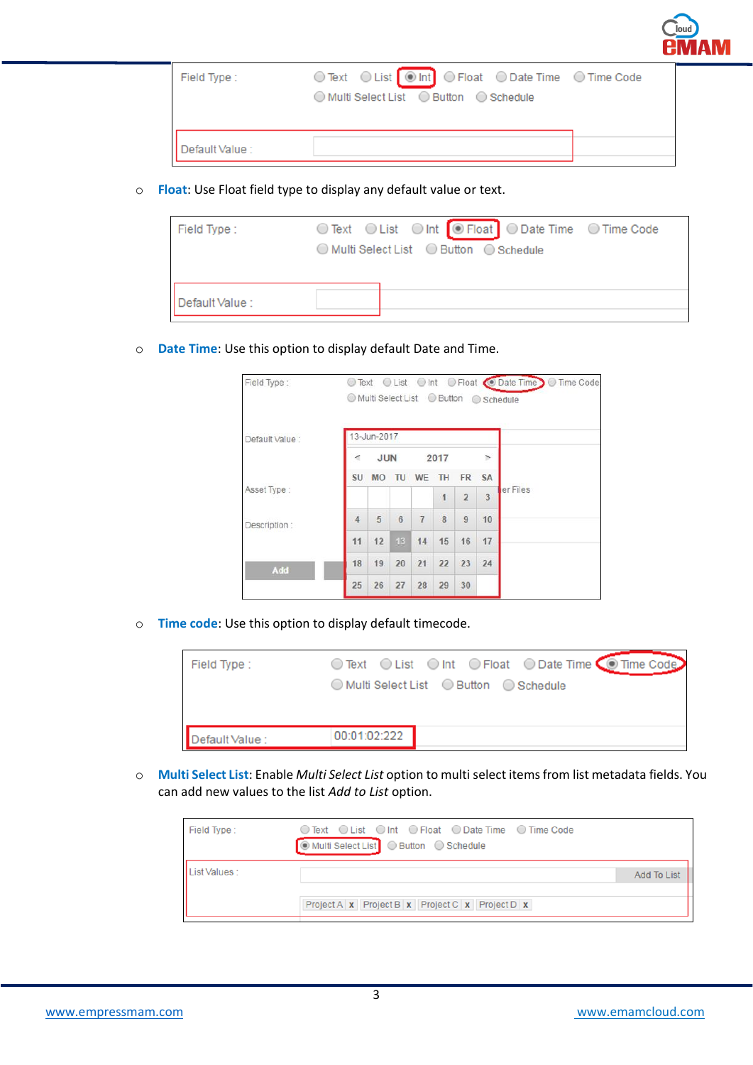- **Float**: Use Float field type to display any default value or text.

- **Date Time**: Use this option to display default Date and Time.

- **Time code**: Use this option to display default timecode.

- **Multi Select List**: Enable *Multi Select List* option to multi select items from list metadata fields. You can add new values to the list *Add to List* option.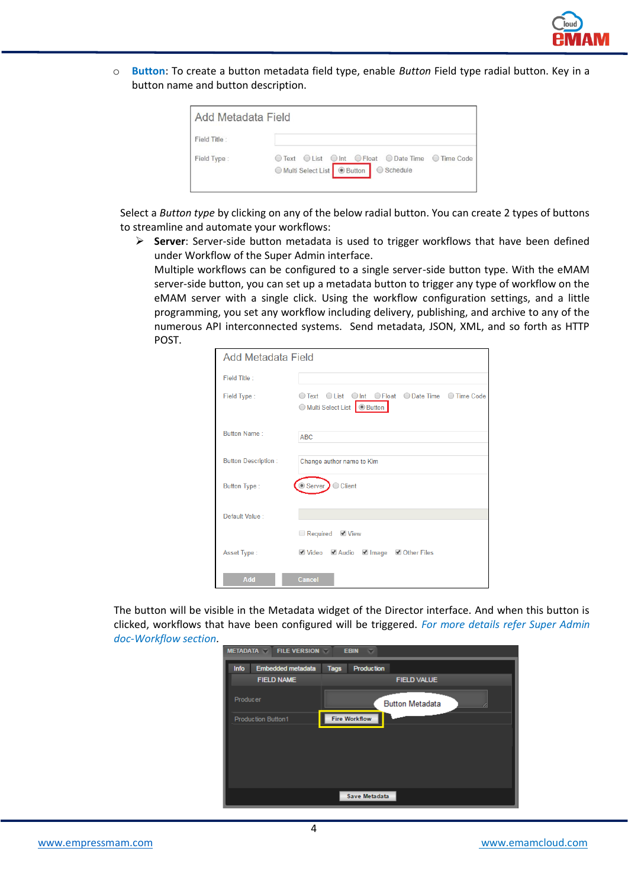- **Button**: To create a button metadata field type, enable *Button* Field type radial button. Key in a button name and button description.

Select a *Button type* by clicking on any of the below radial button. You can create 2 types of buttons to streamline and automate your workflows:

- **Server**: Server-side button metadata is used to trigger workflows that have been defined under Workflow of the Super Admin interface.
  Multiple workflows can be configured to a single server-side button type. With the eMAM server-side button, you can set up a metadata button to trigger any type of workflow on the eMAM server with a single click. Using the workflow configuration settings, and a little programming, you set any workflow including delivery, publishing, and archive to any of the numerous API interconnected systems. Send metadata, JSON, XML, and so forth as HTTP POST.

The button will be visible in the Metadata widget of the Director interface. And when this button is clicked, workflows that have been configured will be triggered. *For more details refer Super Admin doc-Workflow section*.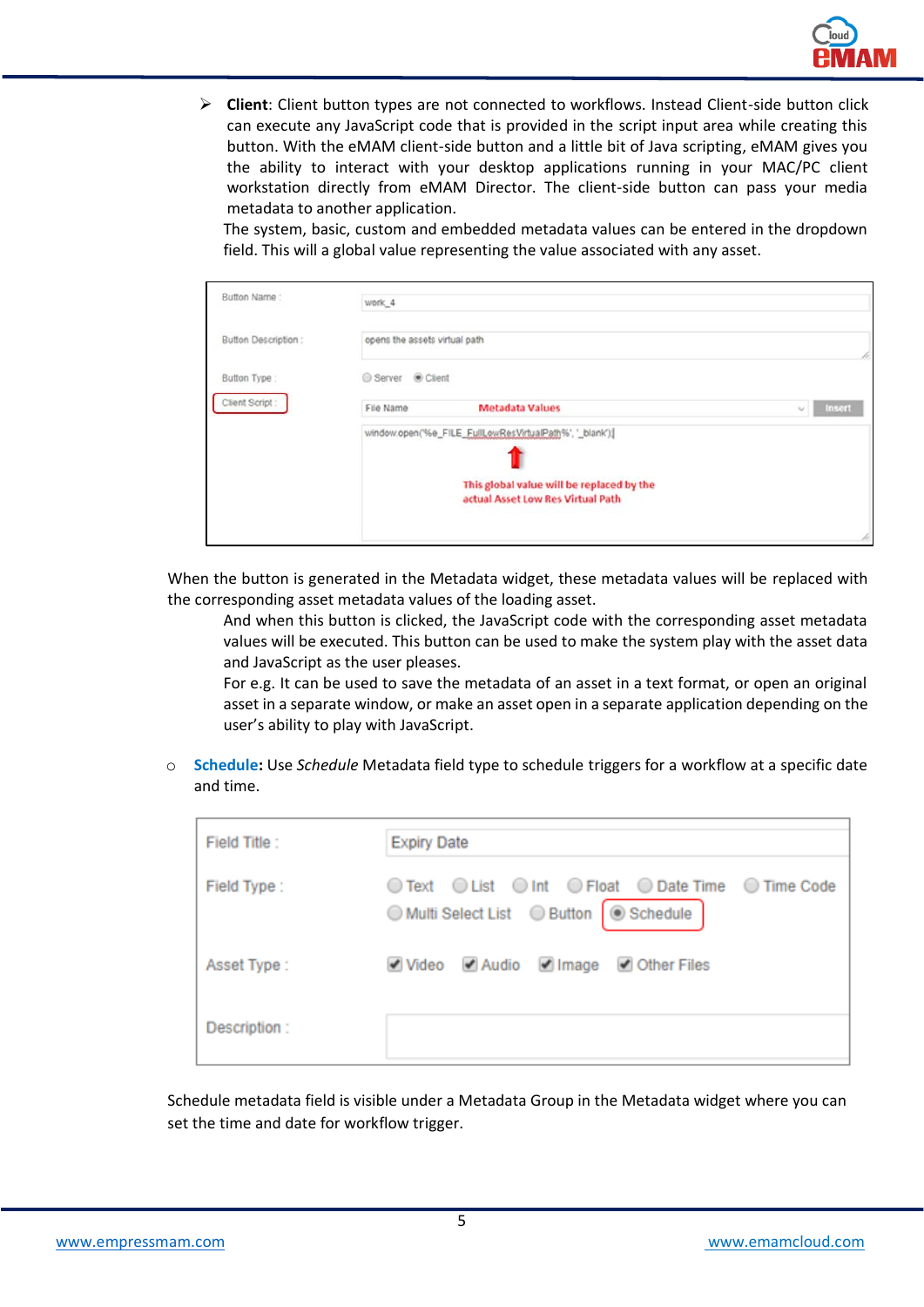- **Client**: Client button types are not connected to workflows. Instead Client-side button click can execute any JavaScript code that is provided in the script input area while creating this button. With the eMAM client-side button and a little bit of Java scripting, eMAM gives you the ability to interact with your desktop applications running in your MAC/PC client workstation directly from eMAM Director. The client-side button can pass your media metadata to another application.

  The system, basic, custom and embedded metadata values can be entered in the dropdown field. This will a global value representing the value associated with any asset.

When the button is generated in the Metadata widget, these metadata values will be replaced with the corresponding asset metadata values of the loading asset.

And when this button is clicked, the JavaScript code with the corresponding asset metadata values will be executed. This button can be used to make the system play with the asset data and JavaScript as the user pleases.

For e.g. It can be used to save the metadata of an asset in a text format, or open an original asset in a separate window, or make an asset open in a separate application depending on the user's ability to play with JavaScript.

- **Schedule:** Use *Schedule* Metadata field type to schedule triggers for a workflow at a specific date and time.

Schedule metadata field is visible under a Metadata Group in the Metadata widget where you can set the time and date for workflow trigger.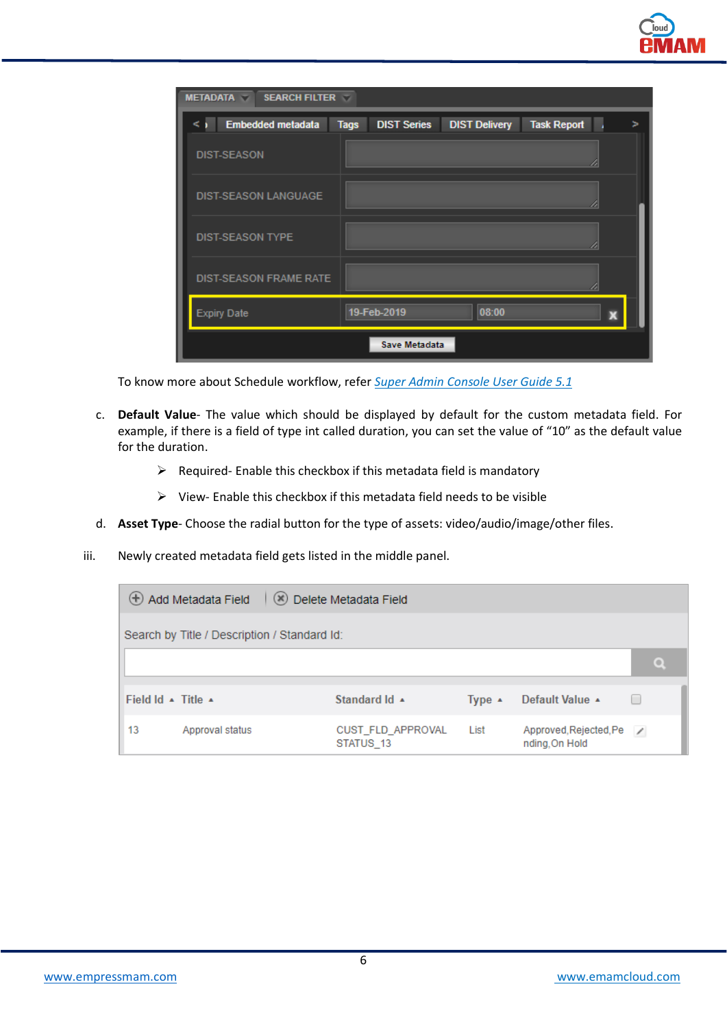To know more about Schedule workflow, refer [Super Admin Console User Guide 5.1]()

c. **Default Value**- The value which should be displayed by default for the custom metadata field. For example, if there is a field of type int called duration, you can set the value of "10" as the default value for the duration.

   - Required- Enable this checkbox if this metadata field is mandatory
   - View- Enable this checkbox if this metadata field needs to be visible

d. **Asset Type**- Choose the radial button for the type of assets: video/audio/image/other files.

iii. Newly created metadata field gets listed in the middle panel.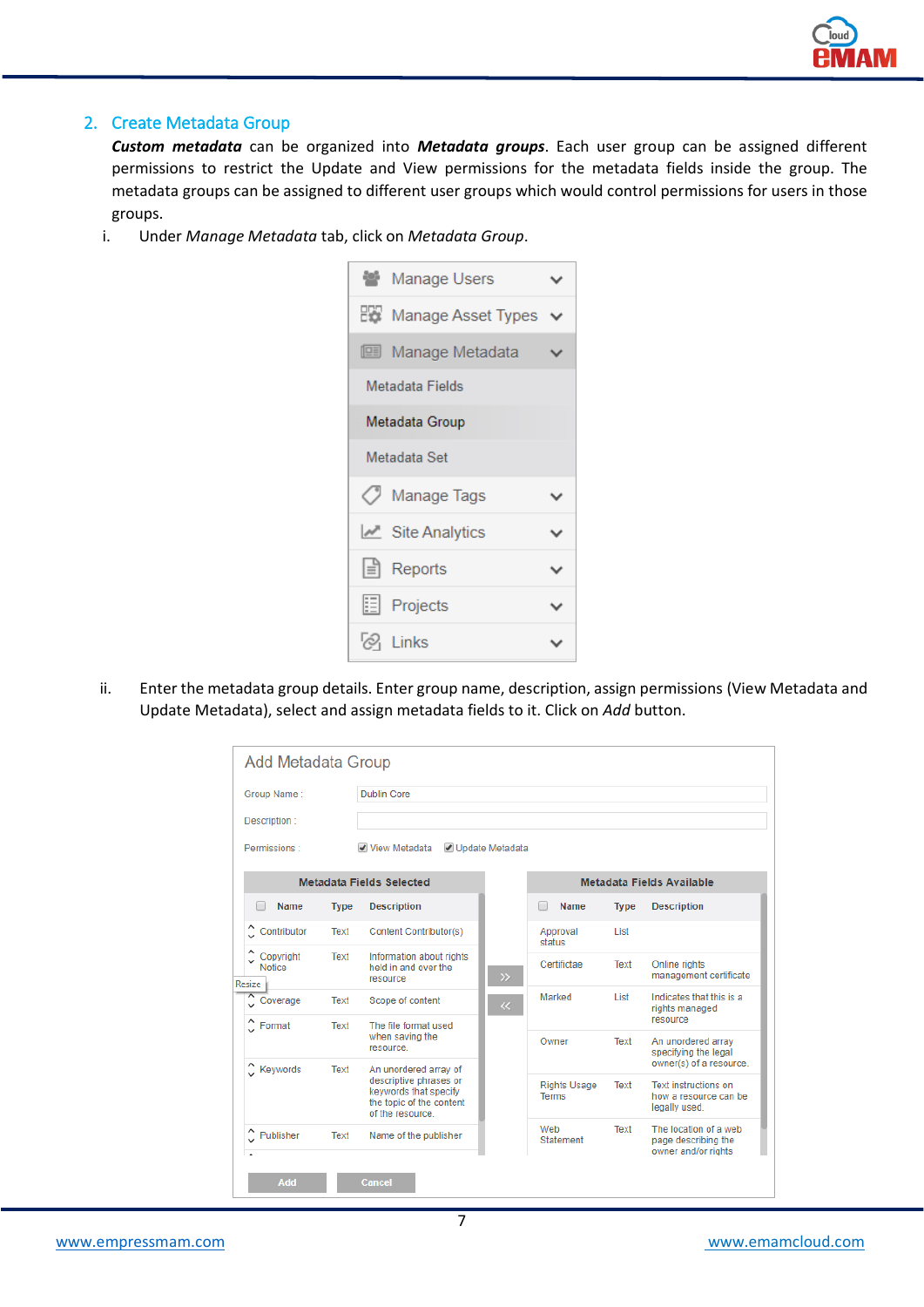## 2. Create Metadata Group

***Custom metadata*** can be organized into ***Metadata groups***. Each user group can be assigned different permissions to restrict the Update and View permissions for the metadata fields inside the group. The metadata groups can be assigned to different user groups which would control permissions for users in those groups.

i. Under *Manage Metadata* tab, click on *Metadata Group*.

ii. Enter the metadata group details. Enter group name, description, assign permissions (View Metadata and Update Metadata), select and assign metadata fields to it. Click on *Add* button.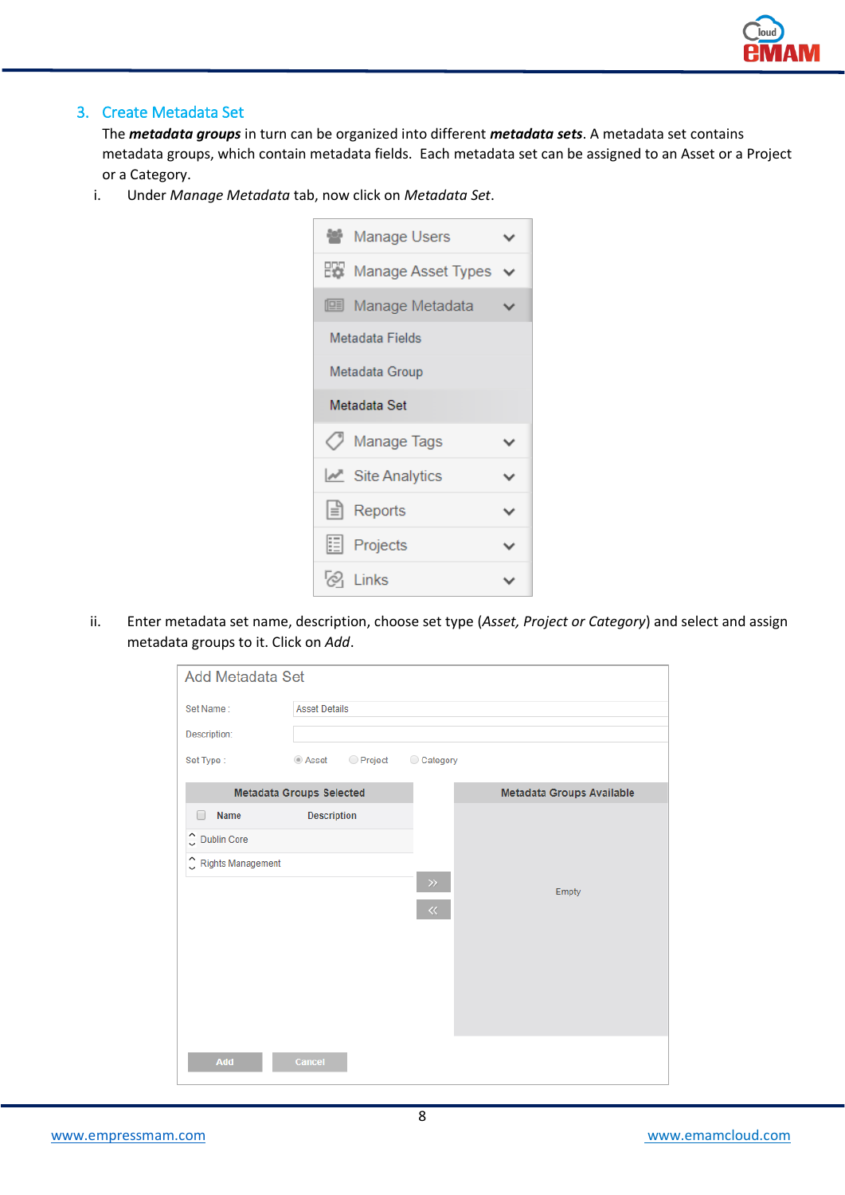## 3. Create Metadata Set

The ***metadata groups*** in turn can be organized into different ***metadata sets***. A metadata set contains metadata groups, which contain metadata fields. Each metadata set can be assigned to an Asset or a Project or a Category.

i. Under *Manage Metadata* tab, now click on *Metadata Set*.

ii. Enter metadata set name, description, choose set type (*Asset, Project or Category*) and select and assign metadata groups to it. Click on *Add*.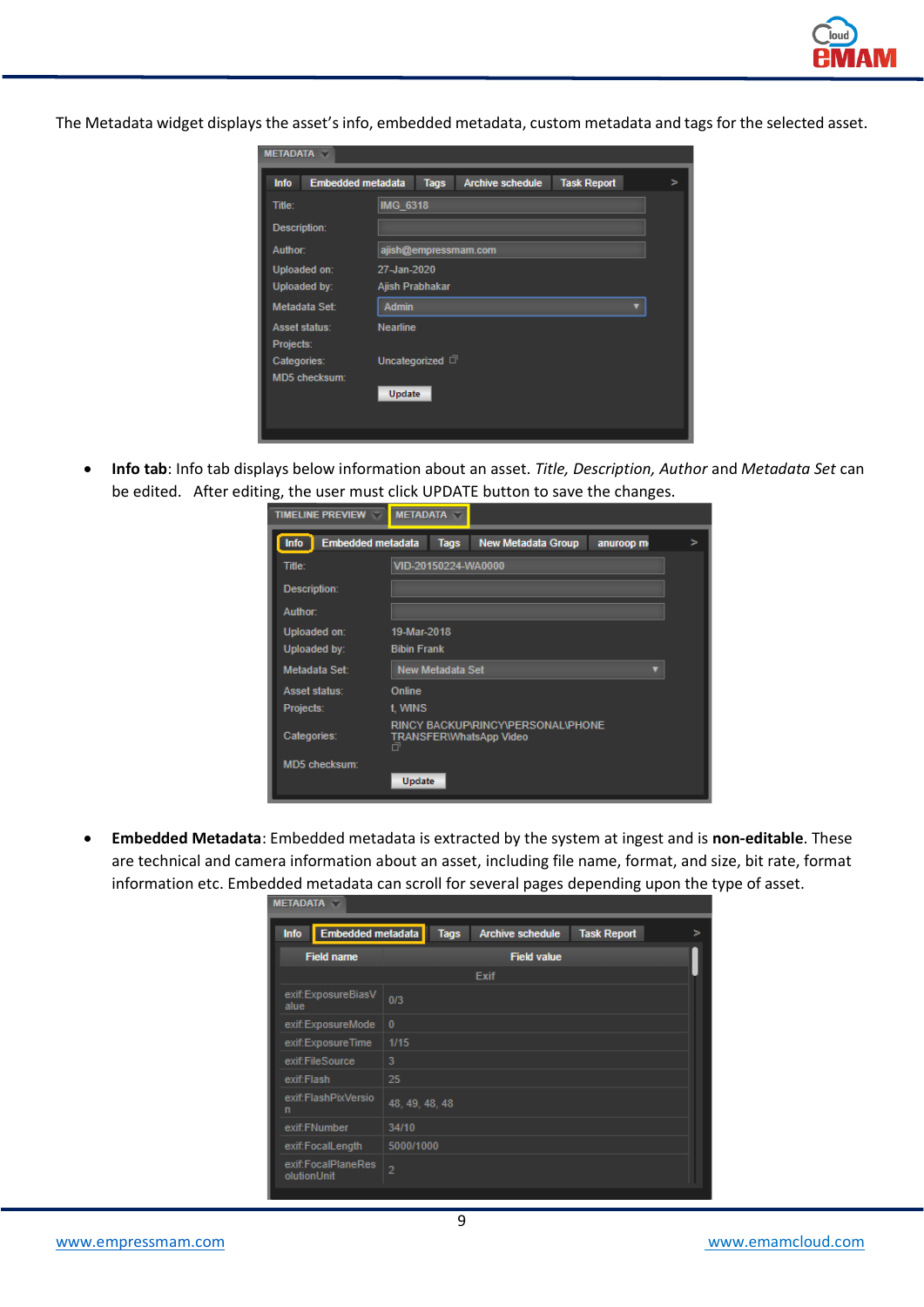The Metadata widget displays the asset's info, embedded metadata, custom metadata and tags for the selected asset.

- **Info tab**: Info tab displays below information about an asset. *Title, Description, Author* and *Metadata Set* can be edited. After editing, the user must click UPDATE button to save the changes.

- **Embedded Metadata**: Embedded metadata is extracted by the system at ingest and is **non-editable**. These are technical and camera information about an asset, including file name, format, and size, bit rate, format information etc. Embedded metadata can scroll for several pages depending upon the type of asset.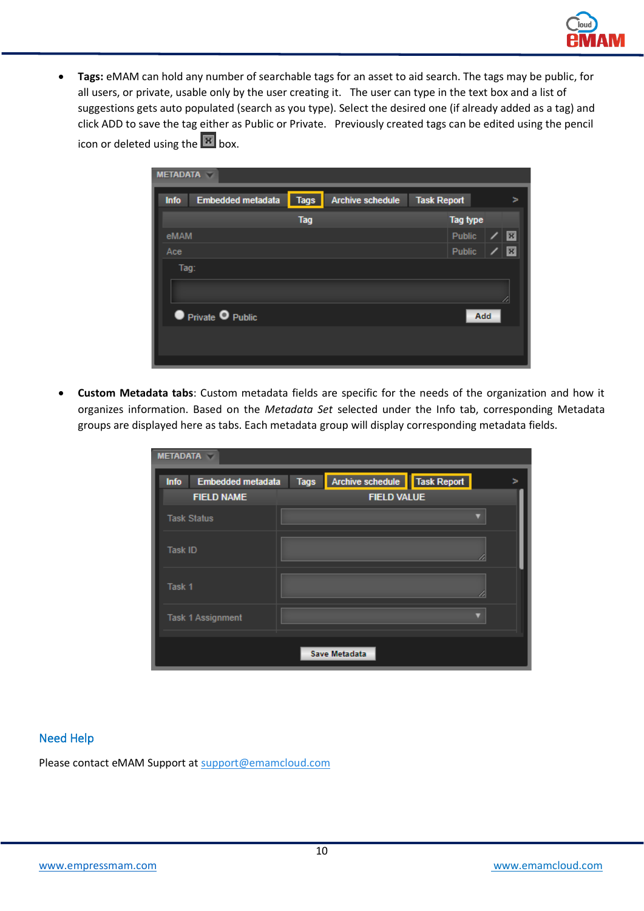- **Tags:** eMAM can hold any number of searchable tags for an asset to aid search. The tags may be public, for all users, or private, usable only by the user creating it. The user can type in the text box and a list of suggestions gets auto populated (search as you type). Select the desired one (if already added as a tag) and click ADD to save the tag either as Public or Private. Previously created tags can be edited using the pencil icon or deleted using the ☒ box.

- **Custom Metadata tabs**: Custom metadata fields are specific for the needs of the organization and how it organizes information. Based on the *Metadata Set* selected under the Info tab, corresponding Metadata groups are displayed here as tabs. Each metadata group will display corresponding metadata fields.

## Need Help

Please contact eMAM Support at support@emamcloud.com